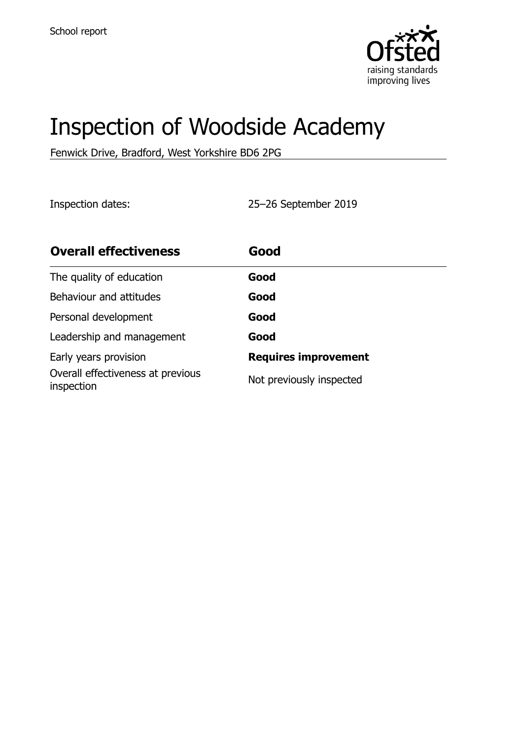School report

# Inspection of Woodside Academy

Fenwick Drive, Bradford, West Yorkshire BD6 2PG

Inspection dates: 25–26 September 2019

| **Overall effectiveness** | **Good** |
| --- | --- |
| The quality of education | **Good** |
| Behaviour and attitudes | **Good** |
| Personal development | **Good** |
| Leadership and management | **Good** |
| Early years provision | **Requires improvement** |
| Overall effectiveness at previous inspection | Not previously inspected |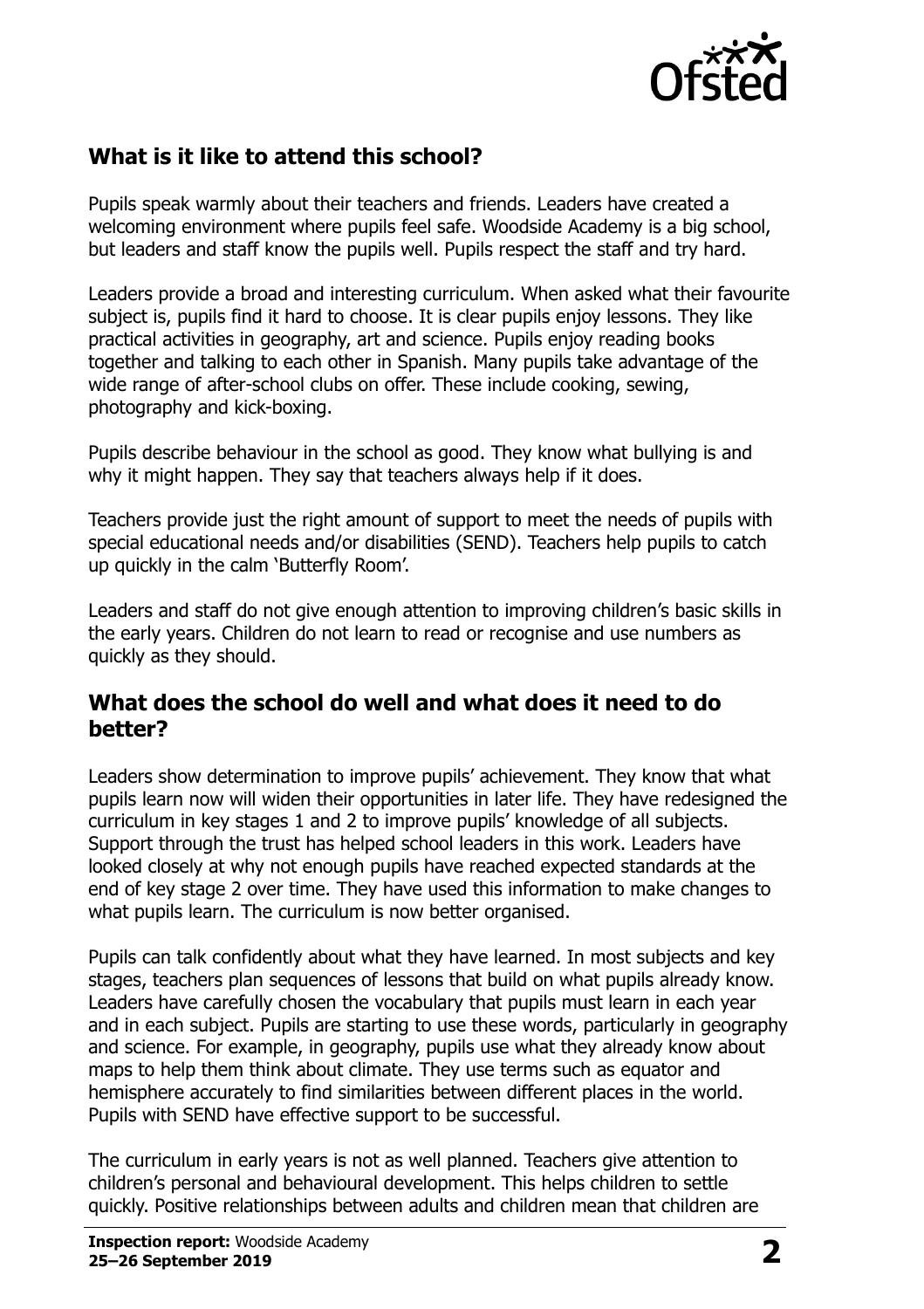## What is it like to attend this school?

Pupils speak warmly about their teachers and friends. Leaders have created a welcoming environment where pupils feel safe. Woodside Academy is a big school, but leaders and staff know the pupils well. Pupils respect the staff and try hard.

Leaders provide a broad and interesting curriculum. When asked what their favourite subject is, pupils find it hard to choose. It is clear pupils enjoy lessons. They like practical activities in geography, art and science. Pupils enjoy reading books together and talking to each other in Spanish. Many pupils take advantage of the wide range of after-school clubs on offer. These include cooking, sewing, photography and kick-boxing.

Pupils describe behaviour in the school as good. They know what bullying is and why it might happen. They say that teachers always help if it does.

Teachers provide just the right amount of support to meet the needs of pupils with special educational needs and/or disabilities (SEND). Teachers help pupils to catch up quickly in the calm 'Butterfly Room'.

Leaders and staff do not give enough attention to improving children's basic skills in the early years. Children do not learn to read or recognise and use numbers as quickly as they should.

## What does the school do well and what does it need to do better?

Leaders show determination to improve pupils' achievement. They know that what pupils learn now will widen their opportunities in later life. They have redesigned the curriculum in key stages 1 and 2 to improve pupils' knowledge of all subjects. Support through the trust has helped school leaders in this work. Leaders have looked closely at why not enough pupils have reached expected standards at the end of key stage 2 over time. They have used this information to make changes to what pupils learn. The curriculum is now better organised.

Pupils can talk confidently about what they have learned. In most subjects and key stages, teachers plan sequences of lessons that build on what pupils already know. Leaders have carefully chosen the vocabulary that pupils must learn in each year and in each subject. Pupils are starting to use these words, particularly in geography and science. For example, in geography, pupils use what they already know about maps to help them think about climate. They use terms such as equator and hemisphere accurately to find similarities between different places in the world. Pupils with SEND have effective support to be successful.

The curriculum in early years is not as well planned. Teachers give attention to children's personal and behavioural development. This helps children to settle quickly. Positive relationships between adults and children mean that children are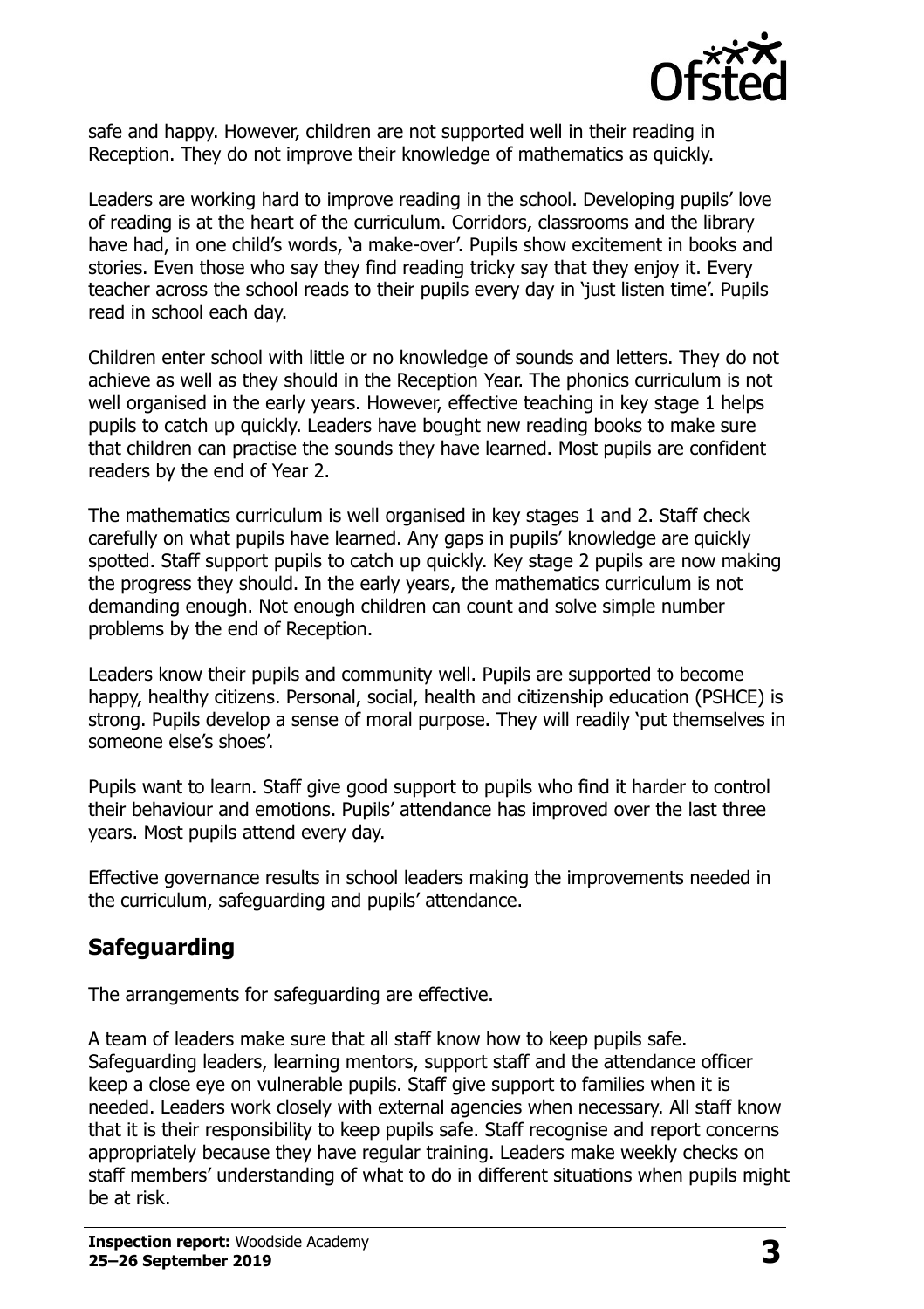safe and happy. However, children are not supported well in their reading in Reception. They do not improve their knowledge of mathematics as quickly.

Leaders are working hard to improve reading in the school. Developing pupils' love of reading is at the heart of the curriculum. Corridors, classrooms and the library have had, in one child's words, 'a make-over'. Pupils show excitement in books and stories. Even those who say they find reading tricky say that they enjoy it. Every teacher across the school reads to their pupils every day in 'just listen time'. Pupils read in school each day.

Children enter school with little or no knowledge of sounds and letters. They do not achieve as well as they should in the Reception Year. The phonics curriculum is not well organised in the early years. However, effective teaching in key stage 1 helps pupils to catch up quickly. Leaders have bought new reading books to make sure that children can practise the sounds they have learned. Most pupils are confident readers by the end of Year 2.

The mathematics curriculum is well organised in key stages 1 and 2. Staff check carefully on what pupils have learned. Any gaps in pupils' knowledge are quickly spotted. Staff support pupils to catch up quickly. Key stage 2 pupils are now making the progress they should. In the early years, the mathematics curriculum is not demanding enough. Not enough children can count and solve simple number problems by the end of Reception.

Leaders know their pupils and community well. Pupils are supported to become happy, healthy citizens. Personal, social, health and citizenship education (PSHCE) is strong. Pupils develop a sense of moral purpose. They will readily 'put themselves in someone else's shoes'.

Pupils want to learn. Staff give good support to pupils who find it harder to control their behaviour and emotions. Pupils' attendance has improved over the last three years. Most pupils attend every day.

Effective governance results in school leaders making the improvements needed in the curriculum, safeguarding and pupils' attendance.

## Safeguarding

The arrangements for safeguarding are effective.

A team of leaders make sure that all staff know how to keep pupils safe. Safeguarding leaders, learning mentors, support staff and the attendance officer keep a close eye on vulnerable pupils. Staff give support to families when it is needed. Leaders work closely with external agencies when necessary. All staff know that it is their responsibility to keep pupils safe. Staff recognise and report concerns appropriately because they have regular training. Leaders make weekly checks on staff members' understanding of what to do in different situations when pupils might be at risk.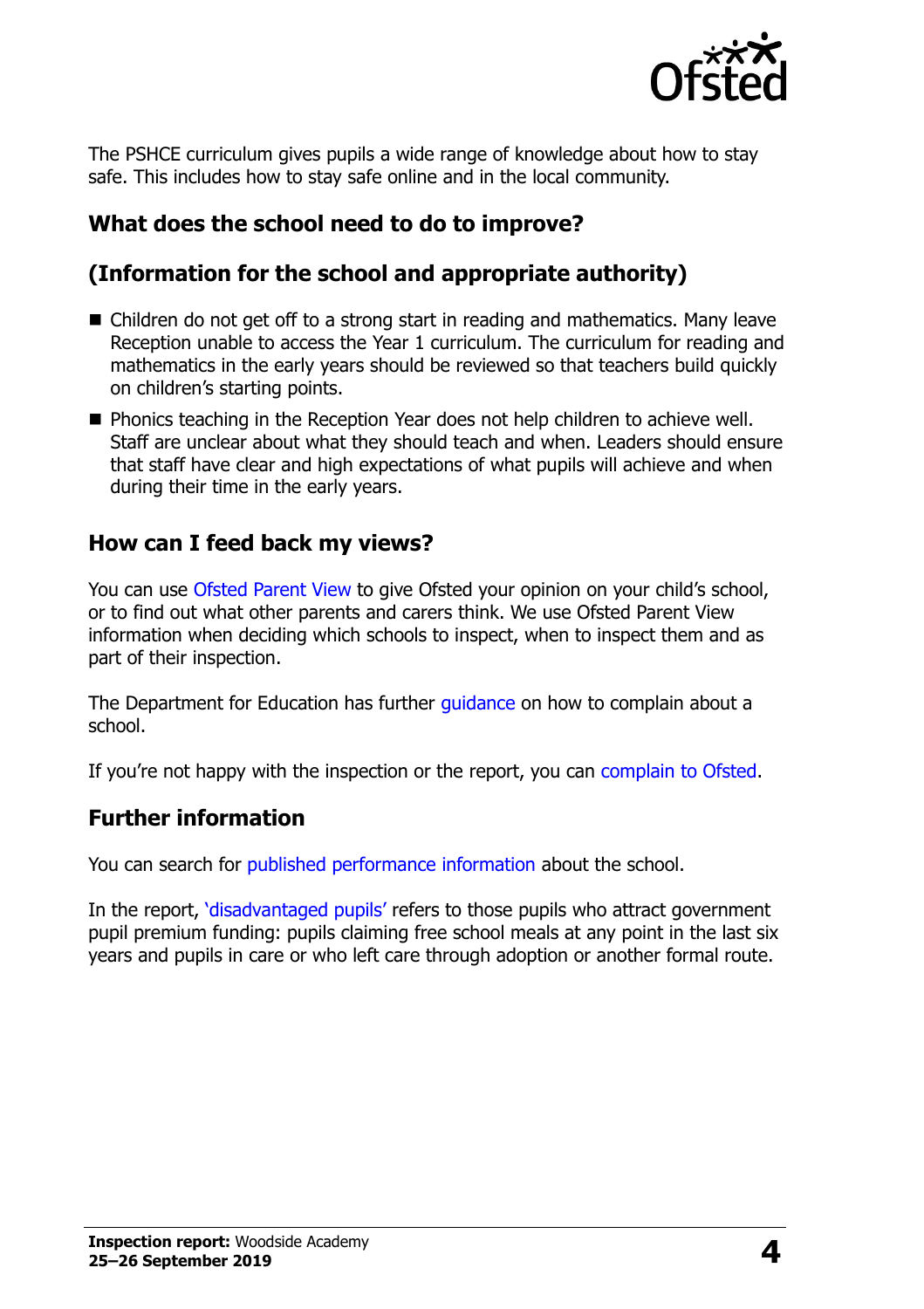The PSHCE curriculum gives pupils a wide range of knowledge about how to stay safe. This includes how to stay safe online and in the local community.

## What does the school need to do to improve?

## (Information for the school and appropriate authority)

- Children do not get off to a strong start in reading and mathematics. Many leave Reception unable to access the Year 1 curriculum. The curriculum for reading and mathematics in the early years should be reviewed so that teachers build quickly on children's starting points.
- Phonics teaching in the Reception Year does not help children to achieve well. Staff are unclear about what they should teach and when. Leaders should ensure that staff have clear and high expectations of what pupils will achieve and when during their time in the early years.

## How can I feed back my views?

You can use Ofsted Parent View to give Ofsted your opinion on your child's school, or to find out what other parents and carers think. We use Ofsted Parent View information when deciding which schools to inspect, when to inspect them and as part of their inspection.

The Department for Education has further guidance on how to complain about a school.

If you're not happy with the inspection or the report, you can complain to Ofsted.

## Further information

You can search for published performance information about the school.

In the report, 'disadvantaged pupils' refers to those pupils who attract government pupil premium funding: pupils claiming free school meals at any point in the last six years and pupils in care or who left care through adoption or another formal route.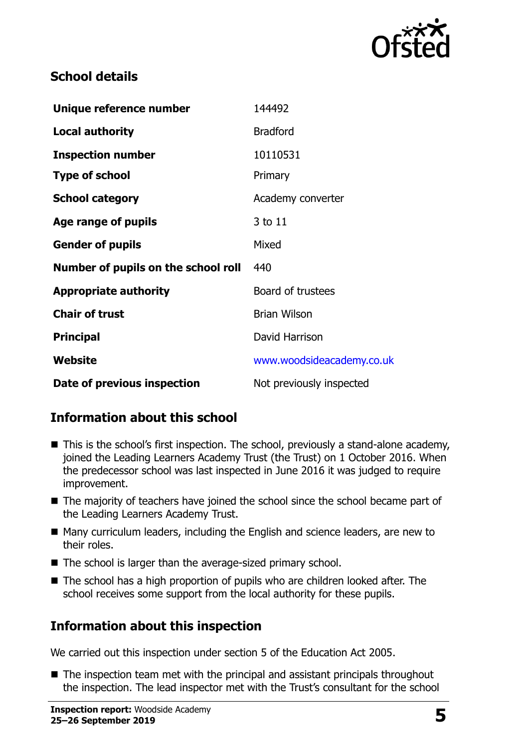## School details

| Unique reference number | 144492 |
|---|---|
| Local authority | Bradford |
| Inspection number | 10110531 |
| Type of school | Primary |
| School category | Academy converter |
| Age range of pupils | 3 to 11 |
| Gender of pupils | Mixed |
| Number of pupils on the school roll | 440 |
| Appropriate authority | Board of trustees |
| Chair of trust | Brian Wilson |
| Principal | David Harrison |
| Website | www.woodsideacademy.co.uk |
| Date of previous inspection | Not previously inspected |

## Information about this school

- This is the school's first inspection. The school, previously a stand-alone academy, joined the Leading Learners Academy Trust (the Trust) on 1 October 2016. When the predecessor school was last inspected in June 2016 it was judged to require improvement.
- The majority of teachers have joined the school since the school became part of the Leading Learners Academy Trust.
- Many curriculum leaders, including the English and science leaders, are new to their roles.
- The school is larger than the average-sized primary school.
- The school has a high proportion of pupils who are children looked after. The school receives some support from the local authority for these pupils.

## Information about this inspection

We carried out this inspection under section 5 of the Education Act 2005.

- The inspection team met with the principal and assistant principals throughout the inspection. The lead inspector met with the Trust's consultant for the school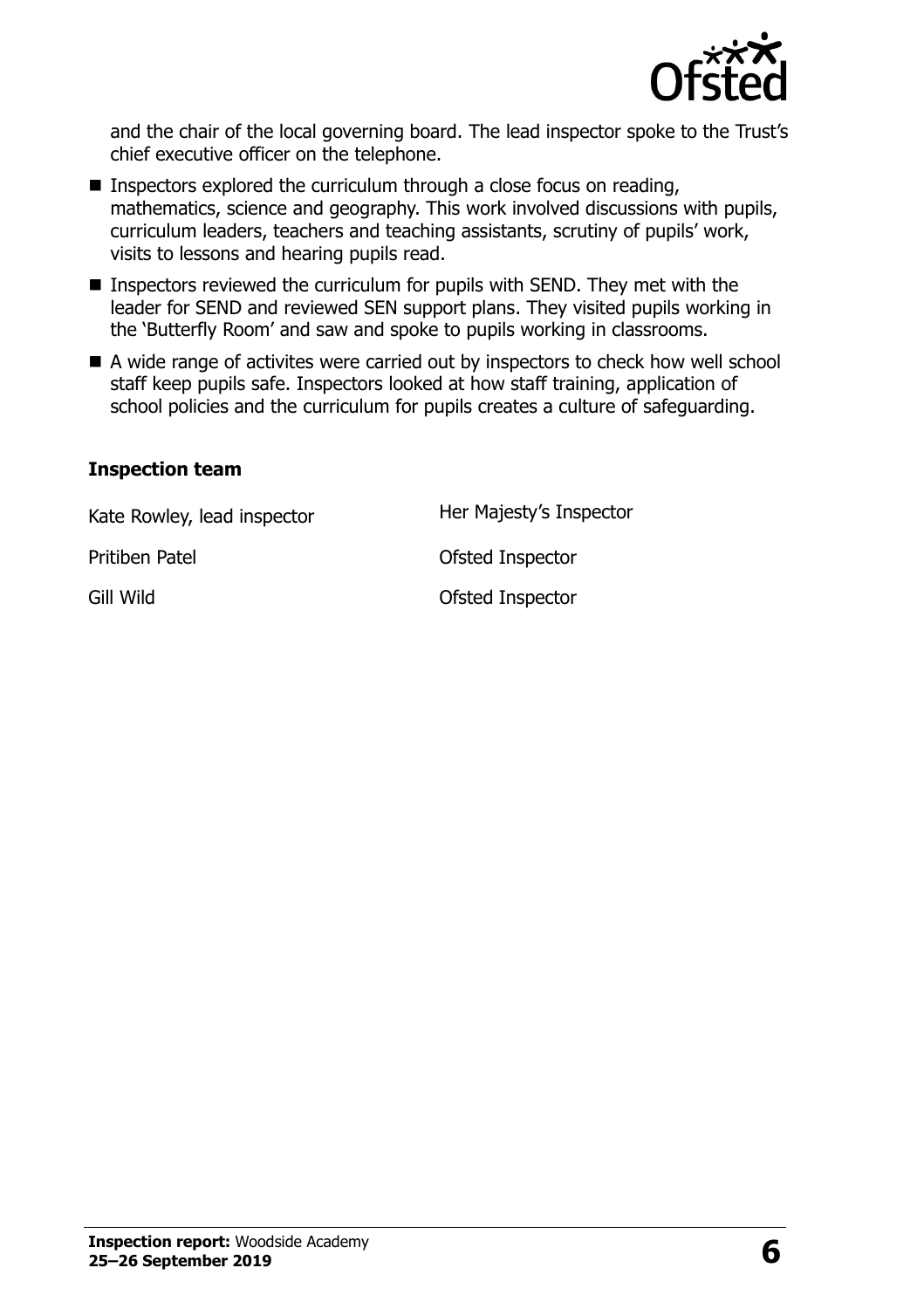and the chair of the local governing board. The lead inspector spoke to the Trust's chief executive officer on the telephone.

- Inspectors explored the curriculum through a close focus on reading, mathematics, science and geography. This work involved discussions with pupils, curriculum leaders, teachers and teaching assistants, scrutiny of pupils' work, visits to lessons and hearing pupils read.
- Inspectors reviewed the curriculum for pupils with SEND. They met with the leader for SEND and reviewed SEN support plans. They visited pupils working in the 'Butterfly Room' and saw and spoke to pupils working in classrooms.
- A wide range of activites were carried out by inspectors to check how well school staff keep pupils safe. Inspectors looked at how staff training, application of school policies and the curriculum for pupils creates a culture of safeguarding.

### Inspection team

| | |
|---|---|
| Kate Rowley, lead inspector | Her Majesty's Inspector |
| Pritiben Patel | Ofsted Inspector |
| Gill Wild | Ofsted Inspector |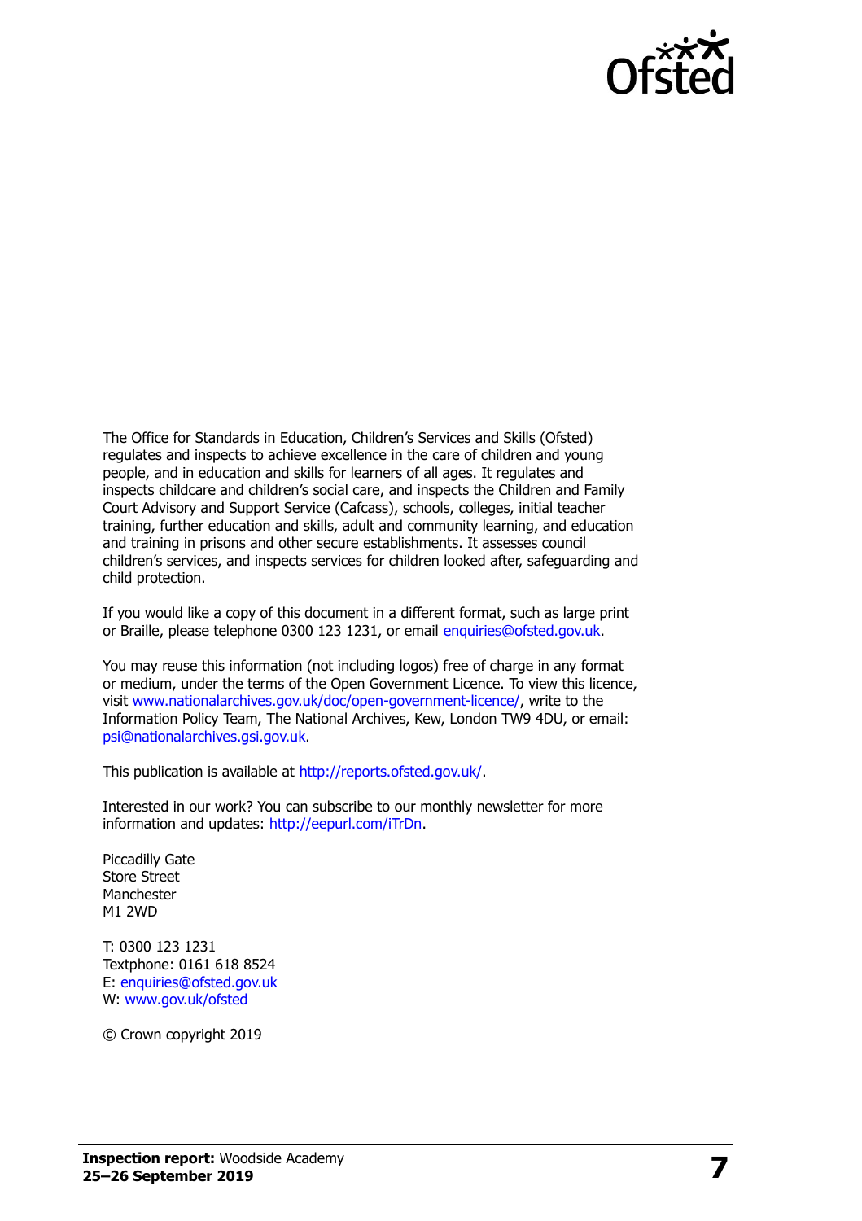The Office for Standards in Education, Children's Services and Skills (Ofsted) regulates and inspects to achieve excellence in the care of children and young people, and in education and skills for learners of all ages. It regulates and inspects childcare and children's social care, and inspects the Children and Family Court Advisory and Support Service (Cafcass), schools, colleges, initial teacher training, further education and skills, adult and community learning, and education and training in prisons and other secure establishments. It assesses council children's services, and inspects services for children looked after, safeguarding and child protection.

If you would like a copy of this document in a different format, such as large print or Braille, please telephone 0300 123 1231, or email enquiries@ofsted.gov.uk.

You may reuse this information (not including logos) free of charge in any format or medium, under the terms of the Open Government Licence. To view this licence, visit www.nationalarchives.gov.uk/doc/open-government-licence/, write to the Information Policy Team, The National Archives, Kew, London TW9 4DU, or email: psi@nationalarchives.gsi.gov.uk.

This publication is available at http://reports.ofsted.gov.uk/.

Interested in our work? You can subscribe to our monthly newsletter for more information and updates: http://eepurl.com/iTrDn.

Piccadilly Gate
Store Street
Manchester
M1 2WD

T: 0300 123 1231
Textphone: 0161 618 8524
E: enquiries@ofsted.gov.uk
W: www.gov.uk/ofsted

© Crown copyright 2019